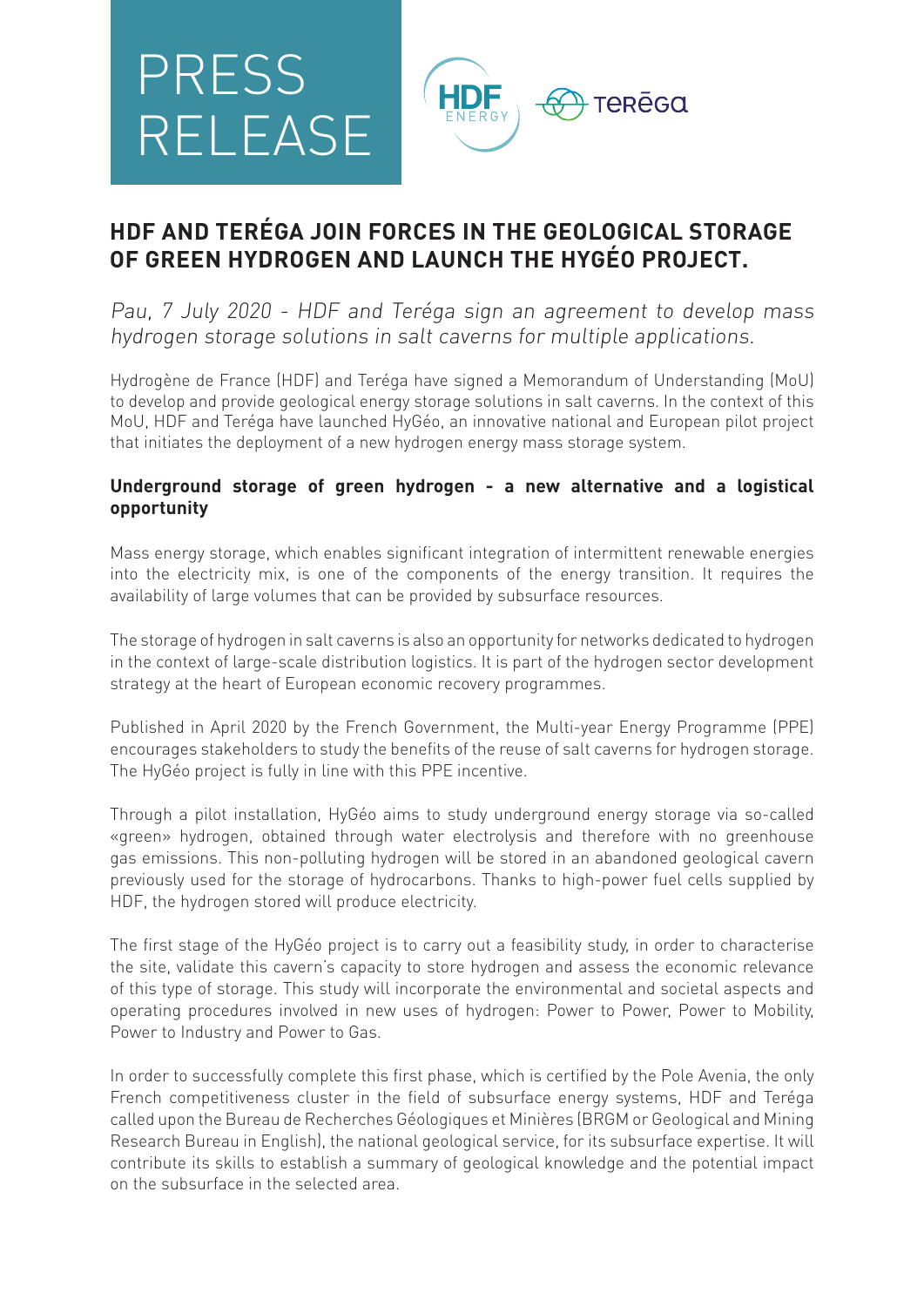# PRESS RELEASE

HDF ENERGY

TERĒGA

## HDF AND TERÉGA JOIN FORCES IN THE GEOLOGICAL STORAGE OF GREEN HYDROGEN AND LAUNCH THE HYGÉO PROJECT.

*Pau, 7 July 2020 - HDF and Teréga sign an agreement to develop mass hydrogen storage solutions in salt caverns for multiple applications.*

Hydrogène de France (HDF) and Teréga have signed a Memorandum of Understanding (MoU) to develop and provide geological energy storage solutions in salt caverns. In the context of this MoU, HDF and Teréga have launched HyGéo, an innovative national and European pilot project that initiates the deployment of a new hydrogen energy mass storage system.

### Underground storage of green hydrogen - a new alternative and a logistical opportunity

Mass energy storage, which enables significant integration of intermittent renewable energies into the electricity mix, is one of the components of the energy transition. It requires the availability of large volumes that can be provided by subsurface resources.

The storage of hydrogen in salt caverns is also an opportunity for networks dedicated to hydrogen in the context of large-scale distribution logistics. It is part of the hydrogen sector development strategy at the heart of European economic recovery programmes.

Published in April 2020 by the French Government, the Multi-year Energy Programme (PPE) encourages stakeholders to study the benefits of the reuse of salt caverns for hydrogen storage. The HyGéo project is fully in line with this PPE incentive.

Through a pilot installation, HyGéo aims to study underground energy storage via so-called «green» hydrogen, obtained through water electrolysis and therefore with no greenhouse gas emissions. This non-polluting hydrogen will be stored in an abandoned geological cavern previously used for the storage of hydrocarbons. Thanks to high-power fuel cells supplied by HDF, the hydrogen stored will produce electricity.

The first stage of the HyGéo project is to carry out a feasibility study, in order to characterise the site, validate this cavern's capacity to store hydrogen and assess the economic relevance of this type of storage. This study will incorporate the environmental and societal aspects and operating procedures involved in new uses of hydrogen: Power to Power, Power to Mobility, Power to Industry and Power to Gas.

In order to successfully complete this first phase, which is certified by the Pole Avenia, the only French competitiveness cluster in the field of subsurface energy systems, HDF and Teréga called upon the Bureau de Recherches Géologiques et Minières (BRGM or Geological and Mining Research Bureau in English), the national geological service, for its subsurface expertise. It will contribute its skills to establish a summary of geological knowledge and the potential impact on the subsurface in the selected area.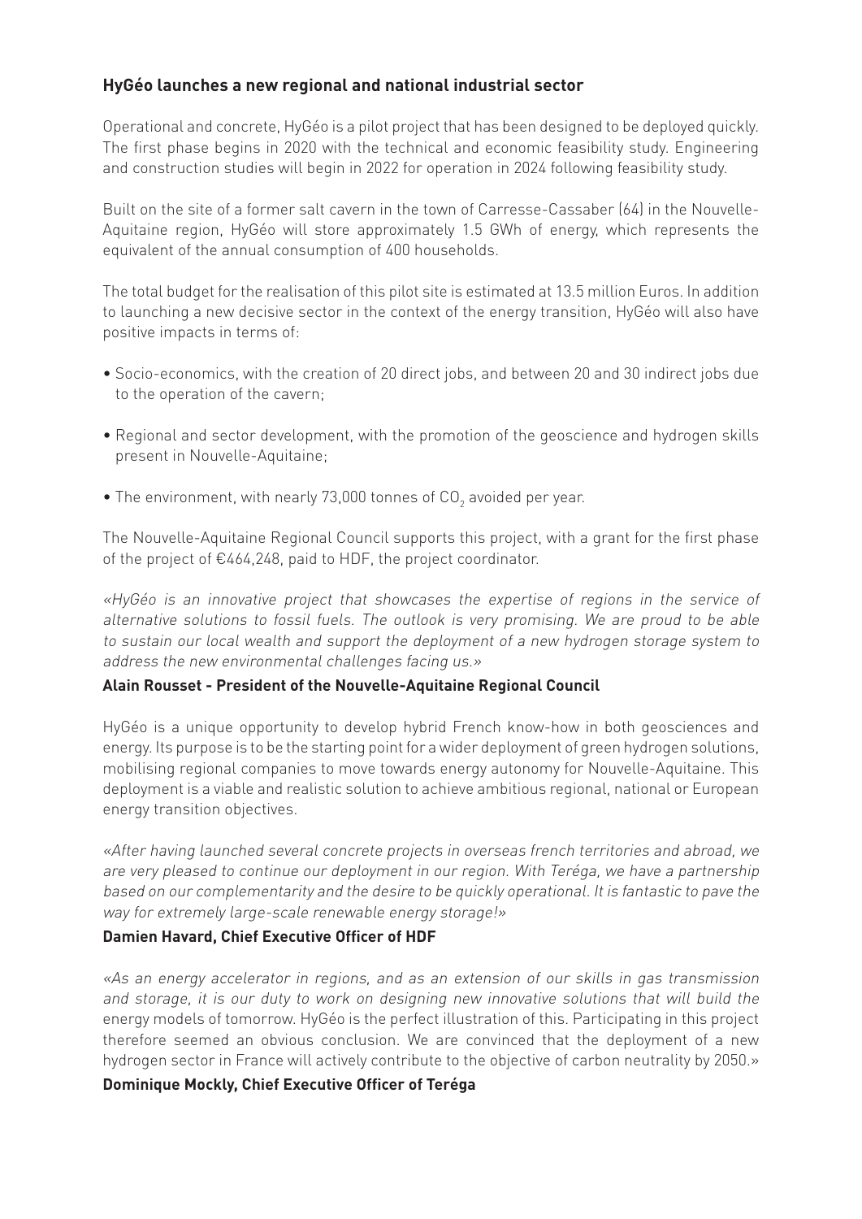## HyGéo launches a new regional and national industrial sector

Operational and concrete, HyGéo is a pilot project that has been designed to be deployed quickly. The first phase begins in 2020 with the technical and economic feasibility study. Engineering and construction studies will begin in 2022 for operation in 2024 following feasibility study.

Built on the site of a former salt cavern in the town of Carresse-Cassaber (64) in the Nouvelle-Aquitaine region, HyGéo will store approximately 1.5 GWh of energy, which represents the equivalent of the annual consumption of 400 households.

The total budget for the realisation of this pilot site is estimated at 13.5 million Euros. In addition to launching a new decisive sector in the context of the energy transition, HyGéo will also have positive impacts in terms of:

- Socio-economics, with the creation of 20 direct jobs, and between 20 and 30 indirect jobs due to the operation of the cavern;
- Regional and sector development, with the promotion of the geoscience and hydrogen skills present in Nouvelle-Aquitaine;
- The environment, with nearly 73,000 tonnes of $CO_2$ avoided per year.

The Nouvelle-Aquitaine Regional Council supports this project, with a grant for the first phase of the project of €464,248, paid to HDF, the project coordinator.

*«HyGéo is an innovative project that showcases the expertise of regions in the service of alternative solutions to fossil fuels. The outlook is very promising. We are proud to be able to sustain our local wealth and support the deployment of a new hydrogen storage system to address the new environmental challenges facing us.»*

**Alain Rousset - President of the Nouvelle-Aquitaine Regional Council**

HyGéo is a unique opportunity to develop hybrid French know-how in both geosciences and energy. Its purpose is to be the starting point for a wider deployment of green hydrogen solutions, mobilising regional companies to move towards energy autonomy for Nouvelle-Aquitaine. This deployment is a viable and realistic solution to achieve ambitious regional, national or European energy transition objectives.

*«After having launched several concrete projects in overseas french territories and abroad, we are very pleased to continue our deployment in our region. With Teréga, we have a partnership based on our complementarity and the desire to be quickly operational. It is fantastic to pave the way for extremely large-scale renewable energy storage!»*

**Damien Havard, Chief Executive Officer of HDF**

*«As an energy accelerator in regions, and as an extension of our skills in gas transmission and storage, it is our duty to work on designing new innovative solutions that will build the* energy models of tomorrow. HyGéo is the perfect illustration of this. Participating in this project therefore seemed an obvious conclusion. We are convinced that the deployment of a new hydrogen sector in France will actively contribute to the objective of carbon neutrality by 2050.»

**Dominique Mockly, Chief Executive Officer of Teréga**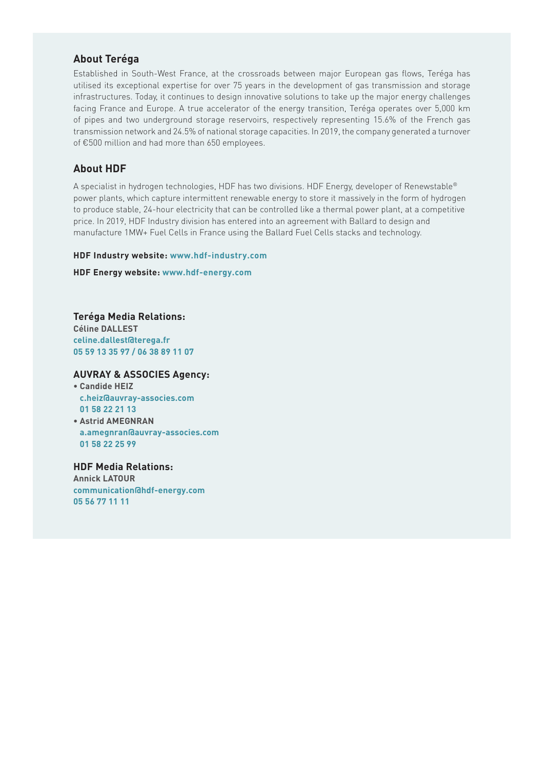## About Teréga

Established in South-West France, at the crossroads between major European gas flows, Teréga has utilised its exceptional expertise for over 75 years in the development of gas transmission and storage infrastructures. Today, it continues to design innovative solutions to take up the major energy challenges facing France and Europe. A true accelerator of the energy transition, Teréga operates over 5,000 km of pipes and two underground storage reservoirs, respectively representing 15.6% of the French gas transmission network and 24.5% of national storage capacities. In 2019, the company generated a turnover of €500 million and had more than 650 employees.

## About HDF

A specialist in hydrogen technologies, HDF has two divisions. HDF Energy, developer of Renewstable® power plants, which capture intermittent renewable energy to store it massively in the form of hydrogen to produce stable, 24-hour electricity that can be controlled like a thermal power plant, at a competitive price. In 2019, HDF Industry division has entered into an agreement with Ballard to design and manufacture 1MW+ Fuel Cells in France using the Ballard Fuel Cells stacks and technology.

**HDF Industry website:** **www.hdf-industry.com**

**HDF Energy website:** **www.hdf-energy.com**

**Teréga Media Relations:**
**Céline DALLEST**
**celine.dallest@terega.fr**
**05 59 13 35 97 / 06 38 89 11 07**

**AUVRAY & ASSOCIES Agency:**

- **Candide HEIZ**
  **c.heiz@auvray-associes.com**
  **01 58 22 21 13**
- **Astrid AMEGNRAN**
  **a.amegnran@auvray-associes.com**
  **01 58 22 25 99**

**HDF Media Relations:**
**Annick LATOUR**
**communication@hdf-energy.com**
**05 56 77 11 11**